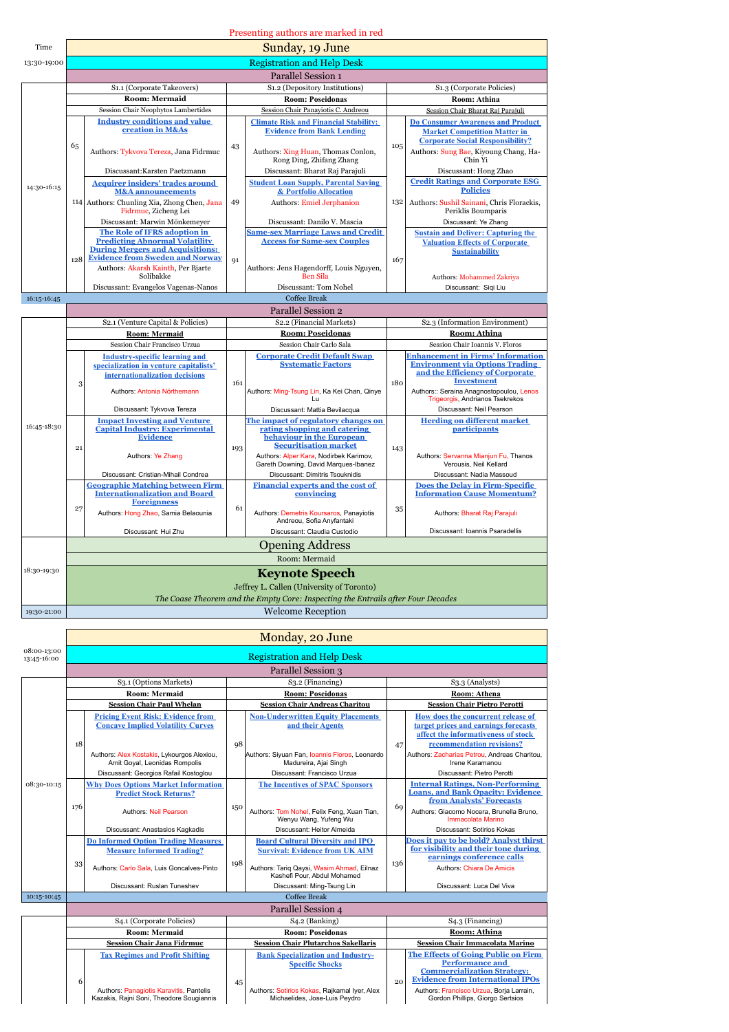Presenting authors are marked in red

## Sunday, 19 June

| Time | | | | | | |
|---|---|---|---|---|---|---|
| 13:30-19:00 | Registration and Help Desk | | | | | |
| | **Parallel Session 1** | | | | | |
| | S1.1 (Corporate Takeovers) | | S1.2 (Depository Institutions) | | S1.3 (Corporate Policies) | |
| | **Room: Mermaid** | | **Room: Poseidonas** | | **Room: Athina** | |
| | Session Chair Neophytos Lambertides | | Session Chair Panayiotis C. Andreou | | Session Chair Bharat Raj Parajuli | |
| 14:30-16:15 | 65 | **Industry conditions and value creation in M&As**<br>Authors: Tykvova Tereza, Jana Fidrmuc<br>Discussant: Karsten Paetzmann | 43 | **Climate Risk and Financial Stability: Evidence from Bank Lending**<br>Authors: Xing Huan, Thomas Conlon, Rong Ding, Zhifang Zhang<br>Discussant: Bharat Raj Parajuli | 105 | **Do Consumer Awareness and Product Market Competition Matter in Corporate Social Responsibility?**<br>Authors: Sung Bae, Kiyoung Chang, Ha-Chin Yi<br>Discussant: Hong Zhao |
| | 114 | **Acquirer insiders' trades around M&A announcements**<br>Authors: Chunling Xia, Zhong Chen, Jana Fidrmuc, Zicheng Lei<br>Discussant: Marwin Mönkemeyer | 49 | **Student Loan Supply, Parental Saving & Portfolio Allocation**<br>Authors: Emiel Jerphanion<br>Discussant: Danilo V. Mascia | 132 | **Credit Ratings and Corporate ESG Policies**<br>Authors: Sushil Sainani, Chris Florackis, Periklis Boumparis<br>Discussant: Ye Zhang |
| | 128 | **The Role of IFRS adoption in Predicting Abnormal Volatility During Mergers and Acquisitions: Evidence from Sweden and Norway**<br>Authors: Akarsh Kainth, Per Bjarte Solibakke<br>Discussant: Evangelos Vagenas-Nanos | 91 | **Same-sex Marriage Laws and Credit Access for Same-sex Couples**<br>Authors: Jens Hagendorff, Louis Nguyen, Ben Sila<br>Discussant: Tom Nohel | 167 | **Sustain and Deliver: Capturing the Valuation Effects of Corporate Sustainability**<br>Authors: Mohammed Zakriya<br>Discussant: Siqi Liu |
| 16:15-16:45 | Coffee Break | | | | | |
| | **Parallel Session 2** | | | | | |
| | S2.1 (Venture Capital & Policies) | | S2.2 (Financial Markets) | | S2.3 (Information Environment) | |
| | **Room: Mermaid** | | **Room: Poseidonas** | | **Room: Athina** | |
| | Session Chair Francisco Urzua | | Session Chair Carlo Sala | | Session Chair Ioannis V. Floros | |
| 16:45-18:30 | 3 | **Industry-specific learning and specialization in venture capitalists' internationalization decisions**<br>Authors: Antonia Nörthemann<br>Discussant: Tykvova Tereza | 161 | **Corporate Credit Default Swap Systematic Factors**<br>Authors: Ming-Tsung Lin, Ka Kei Chan, Qinye Lu<br>Discussant: Mattia Bevilacqua | 180 | **Enhancement in Firms' Information Environment via Options Trading and the Efficiency of Corporate Investment**<br>Authors:: Seraina Anagnostopoulou, Lenos Trigeorgis, Andrianos Tsekrekos<br>Discussant: Neil Pearson |
| | 21 | **Impact Investing and Venture Capital Industry: Experimental Evidence**<br>Authors: Ye Zhang<br>Discussant: Cristian-Mihail Condrea | 193 | **The impact of regulatory changes on rating shopping and catering behaviour in the European Securitisation market**<br>Authors: Alper Kara, Nodirbek Karimov, Gareth Downing, David Marques-Ibanez<br>Discussant: Dimitris Tsouknidis | 143 | **Herding on different market participants**<br>Authors: Servanna Mianjun Fu, Thanos Verousis, Neil Kellard<br>Discussant: Nadia Massoud |
| | 27 | **Geographic Matching between Firm Internationalization and Board Foreignness**<br>Authors: Hong Zhao, Samia Belaounia<br>Discussant: Hui Zhu | 61 | **Financial experts and the cost of convincing**<br>Authors: Demetris Koursaros, Panayiotis Andreou, Sofia Anyfantaki<br>Discussant: Claudia Custodio | 35 | **Does the Delay in Firm-Specific Information Cause Momentum?**<br>Authors: Bharat Raj Parajuli<br>Discussant: Ioannis Psaradellis |
| 18:30-19:30 | **Opening Address**<br>Room: Mermaid<br>**Keynote Speech**<br>Jeffrey L. Callen (University of Toronto)<br>*The Coase Theorem and the Empty Core: Inspecting the Entrails after Four Decades* | | | | | |
| 19:30-21:00 | Welcome Reception | | | | | |

## Monday, 20 June

| Time | | | | | | |
|---|---|---|---|---|---|---|
| 08:00-13:00<br>13:45-16:00 | Registration and Help Desk | | | | | |
| | **Parallel Session 3** | | | | | |
| | S3.1 (Options Markets) | | S3.2 (Financing) | | S3.3 (Analysts) | |
| | **Room: Mermaid** | | **Room: Poseidonas** | | **Room: Athena** | |
| | **Session Chair Paul Whelan** | | **Session Chair Andreas Charitou** | | **Session Chair Pietro Perotti** | |
| 08:30-10:15 | 18 | **Pricing Event Risk: Evidence from Concave Implied Volatility Curves**<br>Authors: Alex Kostakis, Lykourgos Alexiou, Amit Goyal, Leonidas Rompolis<br>Discussant: Georgios Rafail Kostoglou | 98 | **Non-Underwritten Private Placements and their Agents**<br>Authors: Siyuan Fan, Ioannis Floros, Leonardo Madureira, Ajai Singh<br>Discussant: Francisco Urzua | 47 | **How does the concurrent release of target prices and earnings forecasts affect the informativeness of stock recommendation revisions?**<br>Authors: Zacharias Petrou, Andreas Charitou, Irene Karamanou<br>Discussant: Pietro Perotti |
| | 176 | **Why Does Options Market Information Predict Stock Returns?**<br>Authors: Neil Pearson<br>Discussant: Anastasios Kagkadis | 150 | **The Incentives of SPAC Sponsors**<br>Authors: Tom Nohel, Felix Feng, Xuan Tian, Wenyu Wang, Yufeng Wu<br>Discussant: Heitor Almeida | 69 | **Internal Ratings, Non-Performing Loans, and Bank Opacity: Evidence from Analysts' Forecasts**<br>Authors: Giacomo Nocera, Brunella Bruno, Immacolata Marino<br>Discussant: Sotirios Kokas |
| | 33 | **Do Informed Option Trading Measures Measure Informed Trading?**<br>Authors: Carlo Sala, Luis Goncalves-Pinto<br>Discussant: Ruslan Tuneshev | 198 | **Board Cultural Diversity and IPO Survival: Evidence from UK AIM**<br>Authors: Tariq Qaysi, Wasim Ahmad, Eilnaz Kashefi Pour, Abdul Mohamed<br>Discussant: Ming-Tsung Lin | 136 | **Does it pay to be bold? Analyst thirst for visibility and their tone during earnings conference calls**<br>Authors: Chiara De Amicis<br>Discussant: Luca Del Viva |
| 10:15-10:45 | Coffee Break | | | | | |
| | **Parallel Session 4** | | | | | |
| | S4.1 (Corporate Policies) | | S4.2 (Banking) | | S4.3 (Financing) | |
| | **Room: Mermaid** | | **Room: Poseidonas** | | **Room: Athina** | |
| | **Session Chair Jana Fidrmuc** | | **Session Chair Plutarchos Sakellaris** | | **Session Chair Immacolata Marino** | |
| | 6 | **Tax Regimes and Profit Shifting**<br>Authors: Panagiotis Karavitis, Pantelis Kazakis, Rajni Soni, Theodore Sougiannis | 45 | **Bank Specialization and Industry-Specific Shocks**<br>Authors: Sotirios Kokas, Rajkamal Iyer, Alex Michaelides, Jose-Luis Peydro | 20 | **The Effects of Going Public on Firm Performance and Commercialization Strategy: Evidence from International IPOs**<br>Authors: Francisco Urzua, Borja Larrain, Gordon Phillips, Giorgo Sertsios |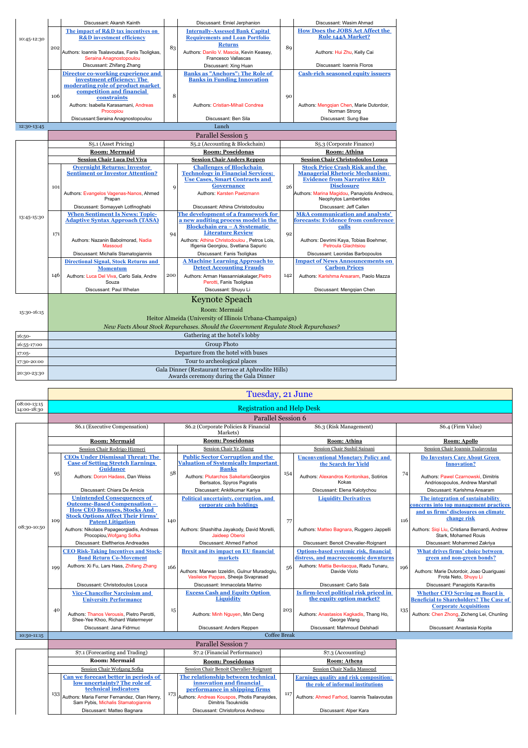| Time | # | Session | # | Session | # | Session |
|---|---|---|---|---|---|---|
| | | Discussant: Akarsh Kainth | | Discussant: Emiel Jerphanion | | Discussant: Wasim Ahmad |
| 10:45-12:30 | 202 | **The impact of R&D tax incentives on R&D investment efficiency**<br>Authors: Ioannis Tsalavoutas, Fanis Tsoligkas, Seraina Anagnostopoulou<br>Discussant: Zhifang Zhang | 83 | **Internally-Assessed Bank Capital Requirements and Loan Portfolio Returns**<br>Authors: Danilo V. Mascia, Kevin Keasey, Francesco Vallascas<br>Discussant: Xing Huan | 89 | **How Does the JOBS Act Affect the Rule 144A Market?**<br>Authors: Hui Zhu, Kelly Cai<br>Discussant: Ioannis Floros |
| | 106 | **Director co-working experience and investment efficiency: The moderating role of product market competition and financial constraints**<br>Authors: Isabella Karasamani, Andreas Procopiou<br>Discussant: Seraina Anagnostopoulou | 8 | **Banks as "Anchors": The Role of Banks in Funding Innovation**<br>Authors: Cristian-Mihail Condrea<br>Discussant: Ben Sila | 90 | **Cash-rich seasoned equity issuers**<br>Authors: Mengqian Chen, Marie Dutordoir, Norman Strong<br>Discussant: Sung Bae |
| 12:30-13:45 | | Lunch | | | | |

## Parallel Session 5

| Time | # | S5.1 (Asset Pricing) | # | S5.2 (Accounting & Blockchain) | # | S5.3 (Corporate Finance) |
|---|---|---|---|---|---|---|
| | | **Room: Mermaid** | | **Room: Poseidonas** | | **Room: Athina** |
| | | **Session Chair Luca Del Viva** | | **Session Chair Anders Reppen** | | **Session Chair Christodoulos Louca** |
| 13:45-15:30 | 101 | **Overnight Returns: Investor Sentiment or Investor Attention?**<br>Authors: Evangelos Vagenas-Nanos, Ahmed Prapan<br>Discussant: Somayyeh Lotfinoghabi | 9 | **Challenges of Blockchain Technology in Financial Services: Use Cases, Smart Contracts and Governance**<br>Authors: Karsten Paetzmann<br>Discussant: Athina Christodoulou | 26 | **Stock Price Crash Risk and the Managerial Rhetoric Mechanism: Evidence from Narrative R&D Disclosure**<br>Authors: Marina Magidou, Panayiotis Andreou, Neophytos Lambertides<br>Discussant: Jeff Callen |
| | 171 | **When Sentiment Is News: Topic-Adjusted Syntax Approach (TASA)**<br>Authors: Nazanin Babolmorad, Nadia Massoud<br>Discussant: Michalis Stamatogiannis | 94 | **The development of a framework for a new auditing process model in the Blockchain era – A Systematic Literature Review**<br>Authors: Athina Christodoulou , Petros Lois, Ifigenia Georgiou, Svetlana Sapuric<br>Discussant: Fanis Tsoligkas | 92 | **M&A communication and analysts' forecasts: Evidence from conference calls**<br>Authors: Devrimi Kaya, Tobias Boehmer, Petroula Glachtsiou<br>Discussant: Leonidas Barbopoulos |
| | 146 | **Directional Signal, Stock Returns and Momentum**<br>Authors: Luca Del Viva, Carlo Sala, Andre Souza<br>Discussant: Paul Whelan | 200 | **A Machine Learning Approach to Detect Accounting Frauds**<br>Authors: Arman Hassanniakalager, Pietro Perotti, Fanis Tsoligkas<br>Discussant: Shuyu Li | 142 | **Impact of News Announcements on Carbon Prices**<br>Authors: Karishma Ansaram, Paolo Mazza<br>Discussant: Mengqian Chen |

| Time | Event |
|---|---|
| 15:30-16:15 | **Keynote Speach**<br>Room: Mermaid<br>Heitor Almeida (University of Illinois Urbana-Champaign)<br>*New Facts About Stock Repurchases. Should the Government Regulate Stock Repurchases?* |
| 16:50- | Gathering at the hotel's lobby |
| 16:55-17:00 | Group Photo |
| 17:05- | Departure from the hotel with buses |
| 17:30-20:00 | Tour to archeological places |
| 20:30-23:30 | Gala Dinner (Restaurant terrace at Aphrodite Hills)<br>Awards ceremony during the Gala Dinner |

# Tuesday, 21 June

| Time | Event |
|---|---|
| 08:00-13:15<br>14:00-18:30 | Registration and Help Desk |

## Parallel Session 6

| Time | # | S6.1 (Executive Compensation) | # | S6.2 (Corporate Policies & Financial Markets) | # | S6.3 (Risk Management) | # | S6.4 (Firm Value) |
|---|---|---|---|---|---|---|---|---|
| | | **Room: Mermaid** | | **Room: Poseidonas** | | **Room: Athina** | | **Room: Apollo** |
| | | Session Chair Rodrigo Hizmeri | | Session Chair Ye Zhang | | Session Chair Sushil Sainani | | Session Chair Ioannis Tsalavoutas |
| 08:30-10:50 | 95 | **CEOs Under Dismissal Threat: The Case of Setting Stretch Earnings Guidance**<br>Authors: Doron Hadass, Dan Weiss<br>Discussant: Chiara De Amicis | 58 | **Public Sector Corruption and the Valuation of Systemically Important Banks**<br>Authors: Plutarchos Sakellaris Georgios Bertsatos, Spyros Pagratis<br>Discussant: Ankitkumar Kariya | 154 | **Unconventional Monetary Policy and the Search for Yield**<br>Authors: Alexandros Kontonikas, Sotirios Kokas<br>Discussant: Elena Kalotychou | 74 | **Do Investors Care About Green Innovation?**<br>Authors: Pawel Czarnowski, Dimitris Andriosopoulos, Andrew Marshall<br>Discussant: Karishma Ansaram |
| | 109 | **Unintended Consequences of Outcome-Based Compensation – How CEO Bonuses, Stocks And Stock Options Affect Their Firms' Patent Litigation**<br>Authors: Nikolaos Papageorgiadis, Andreas Procopiou, Wofgang Sofka<br>Discussant: Eleftherios Andreades | 140 | **Political uncertainty, corruption, and corporate cash holdings**<br>Authors: Shashitha Jayakody, David Morelli, Jaideep Oberoi<br>Discussant: Ahmed Farhod | 77 | **Liquidity Derivatives**<br>Authors: Matteo Bagnara, Ruggero Jappelli<br>Discussant: Benoit Chevalier-Roignant | 116 | **The integration of sustainability concerns into top management practices and us firms' disclosures on climate change risk**<br>Authors: Siqi Liu, Cristiana Bernardi, Andrew Stark, Mohamed Rouis<br>Discussant: Mohammed Zakriya |
| | 199 | **CEO Risk-Taking Incentives and Stock-Bond Return Co-Movement**<br>Authors: Xi Fu, Lars Hass, Zhifang Zhang<br>Discussant: Christodoulos Louca | 166 | **Brexit and its impact on EU financial markets**<br>Authors: Marwan Izzeldin, Gulnur Muradoglu, Vasileios Pappas, Sheeja Sivaprasad<br>Discussant: Immacolata Marino | 56 | **Options-based systemic risk, financial distress, and macroeconomic downturns**<br>Authors: Mattia Bevilacqua, Radu Tunaru, Davide Vioto<br>Discussant: Carlo Sala | 196 | **What drives firms' choice between green and non-green bonds?**<br>Authors: Marie Dutordoir, Joao Quariguasi Frota Neto, Shuyu Li<br>Discussant: Panagiotis Karavitis |
| | 40 | **Vice-Chancellor Narcissism and University Performance**<br>Authors: Thanos Verousis, Pietro Perotti, Shee-Yee Khoo, Richard Watermeyer<br>Discussant: Jana Fidrmuc | 15 | **Excess Cash and Equity Option Liquidity**<br>Authors: Minh Nguyen, Min Deng<br>Discussant: Anders Reppen | 203 | **Is firm-level political risk priced in the equity option market?**<br>Authors: Anastasios Kagkadis, Thang Ho, George Wang<br>Discussant: Mahmoud Delshadi | 135 | **Whether CFO Serving on Board is Beneficial to Shareholders? The Case of Corporate Acquisitions**<br>Authors: Chen Zhong, Zicheng Lei, Chunling Xia<br>Discussant: Anastasia Kopita |
| 10:50-11:15 | | Coffee Break | | | | | | |

## Parallel Session 7

| Time | # | S7.1 (Forecasting and Trading) | # | S7.2 (Financial Performance) | # | S7.3 (Accounting) |
|---|---|---|---|---|---|---|
| | | **Room: Mermaid** | | **Room: Poseidonas** | | **Room: Athena** |
| | | Session Chair Wofgang Sofka | | Session Chair Benoit Chevalier-Roignant | | Session Chair Nadia Massoud |
| | 133 | **Can we forecast better in periods of low uncertainty? The role of technical indicators**<br>Authors: Maria Ferrer Fernandez, Olan Henry, Sam Pybis, Michalis Stamatogiannis<br>Discussant: Matteo Bagnara | 173 | **The relationship between technical innovation and financial performance in shipping firms**<br>Authors: Andreas Kouspos, Photis Panayides, Dimitris Tsouknidis<br>Discussant: Christoforos Andreou | 117 | **Earnings quality and risk composition: the role of informal institutions**<br>Authors: Ahmed Farhod, Ioannis Tsalavoutas<br>Discussant: Alper Kara |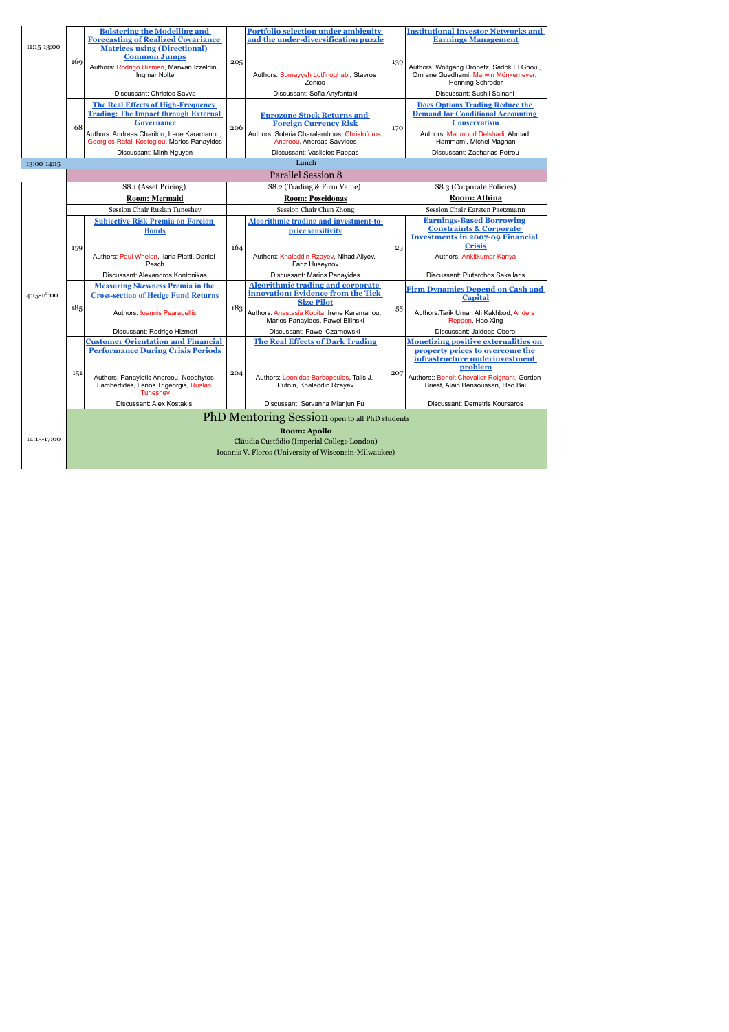| | | | | | | |
|---|---|---|---|---|---|---|
| 11:15-13:00 | 169 | **Bolstering the Modelling and Forecasting of Realized Covariance Matrices using (Directional) Common Jumps**<br>Authors: Rodrigo Hizmeri, Marwan Izzeldin, Ingmar Nolte<br>Discussant: Christos Savva | 205 | **Portfolio selection under ambiguity and the under-diversification puzzle**<br>Authors: Somayyeh Lotfinoghabi, Stavros Zenios<br>Discussant: Sofia Anyfantaki | 139 | **Institutional Investor Networks and Earnings Management**<br>Authors: Wolfgang Drobetz, Sadok El Ghoul, Omrane Guedhami, Marwin Mönkemeyer, Henning Schröder<br>Discussant: Sushil Sainani |
| | 68 | **The Real Effects of High-Frequency Trading: The Impact through External Governance**<br>Authors: Andreas Charitou, Irene Karamanou, Georgios Rafail Kostoglou, Marios Panayides<br>Discussant: Minh Nguyen | 206 | **Eurozone Stock Returns and Foreign Currency Risk**<br>Authors: Soteria Charalambous, Christoforos Andreou, Andreas Savvides<br>Discussant: Vasileios Pappas | 170 | **Does Options Trading Reduce the Demand for Conditional Accounting Conservatism**<br>Authors: Mahmoud Delshadi, Ahmad Hammami, Michel Magnan<br>Discussant: Zacharias Petrou |
| 13:00-14:15 | Lunch | | | | | |
| | **Parallel Session 8** | | | | | |
| | S8.1 (Asset Pricing) | | S8.2 (Trading & Firm Value) | | S8.3 (Corporate Policies) | |
| | **Room: Mermaid** | | **Room: Poseidonas** | | **Room: Athina** | |
| | Session Chair Ruslan Tuneshev | | Session Chair Chen Zhong | | Session Chair Karsten Paetzmann | |
| 14:15-16:00 | 159 | **Subjective Risk Premia on Foreign Bonds**<br>Authors: Paul Whelan, Ilaria Piatti, Daniel Pesch<br>Discussant: Alexandros Kontonikas | 164 | **Algorithmic trading and investment-to-price sensitivity**<br>Authors: Khaladdin Rzayev, Nihad Aliyev, Fariz Huseynov<br>Discussant: Marios Panayides | 23 | **Earnings-Based Borrowing Constraints & Corporate Investments in 2007-09 Financial Crisis**<br>Authors: Ankitkumar Kariya<br>Discussant: Plutarchos Sakellaris |
| | 185 | **Measuring Skewness Premia in the Cross-section of Hedge Fund Returns**<br>Authors: Ioannis Psaradellis<br>Discussant: Rodrigo Hizmeri | 183 | **Algorithmic trading and corporate innovation: Evidence from the Tick Size Pilot**<br>Authors: Anastasia Kopita, Irene Karamanou, Marios Panayides, Pawel Bilinski<br>Discussant: Pawel Czarnowski | 55 | **Firm Dynamics Depend on Cash and Capital**<br>Authors:Tarik Umar, Ali Kakhbod, Anders Reppen, Hao Xing<br>Discussant: Jaideep Oberoi |
| | 151 | **Customer Orientation and Financial Performance During Crisis Periods**<br>Authors: Panayiotis Andreou, Neophytos Lambertides, Lenos Trigeorgis, Ruslan Tuneshev<br>Discussant: Alex Kostakis | 204 | **The Real Effects of Dark Trading**<br>Authors: Leonidas Barbopoulos, Talis J. Putnin, Khaladdin Rzayev<br>Discussant: Servanna Mianjun Fu | 207 | **Monetizing positive externalities on property prices to overcome the infrastructure underinvestment problem**<br>Authors:: Benoit Chevalier-Roignant, Gordon Briest, Alain Bensoussan, Hao Bai<br>Discussant: Demetris Koursaros |
| 14:15-17:00 | PhD Mentoring Session open to all PhD students<br>**Room: Apollo**<br>Cláudia Custódio (Imperial College London)<br>Ioannis V. Floros (University of Wisconsin-Milwaukee) | | | | | |